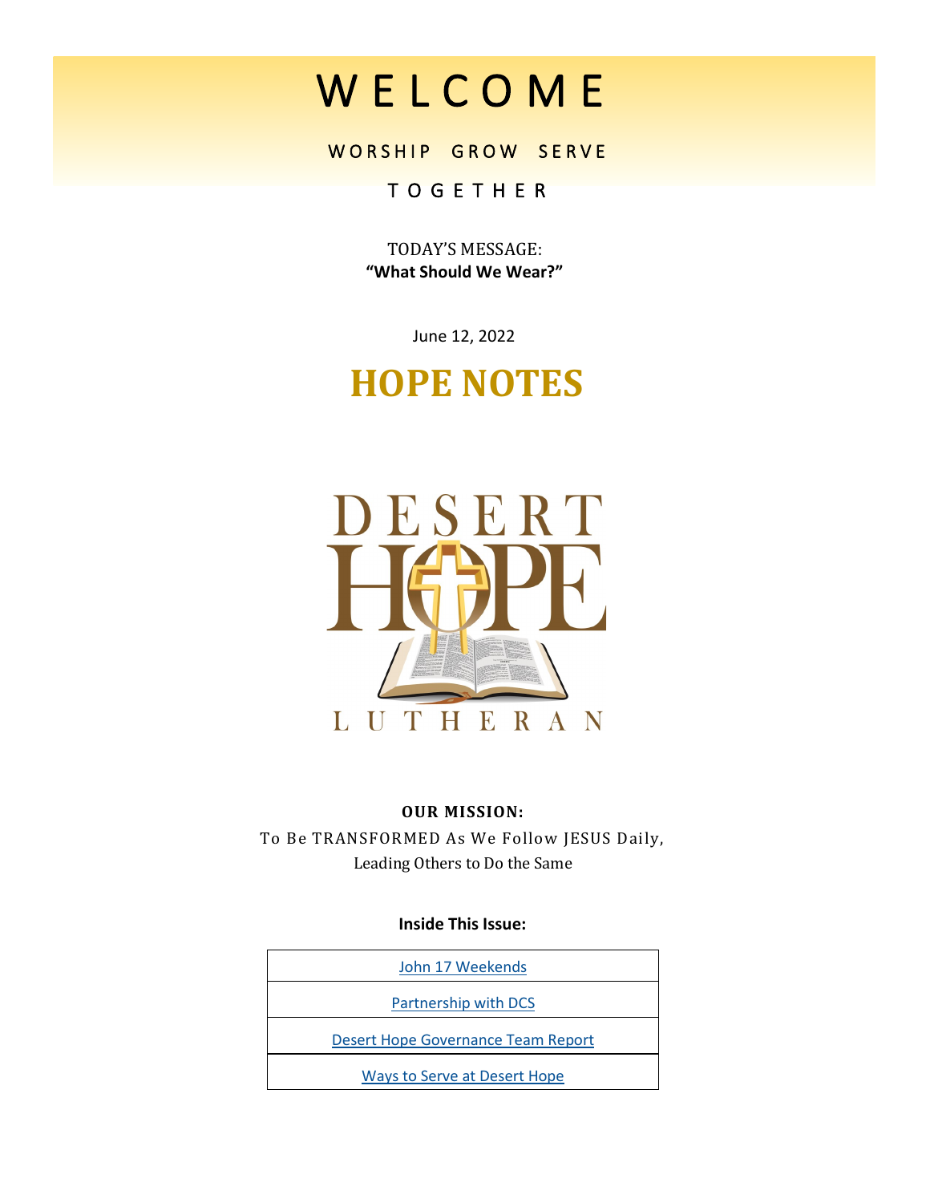# W E L C O M E

W O R S H I P G R O W S E R V E

T O G E T H E R

TODAY'S MESSAGE:
**"What Should We Wear?"**

June 12, 2022

# HOPE NOTES

DESERT HOPE LUTHERAN

**OUR MISSION:**
To Be TRANSFORMED As We Follow JESUS Daily,
Leading Others to Do the Same

**Inside This Issue:**

| John 17 Weekends |
|---|
| Partnership with DCS |
| Desert Hope Governance Team Report |
| Ways to Serve at Desert Hope |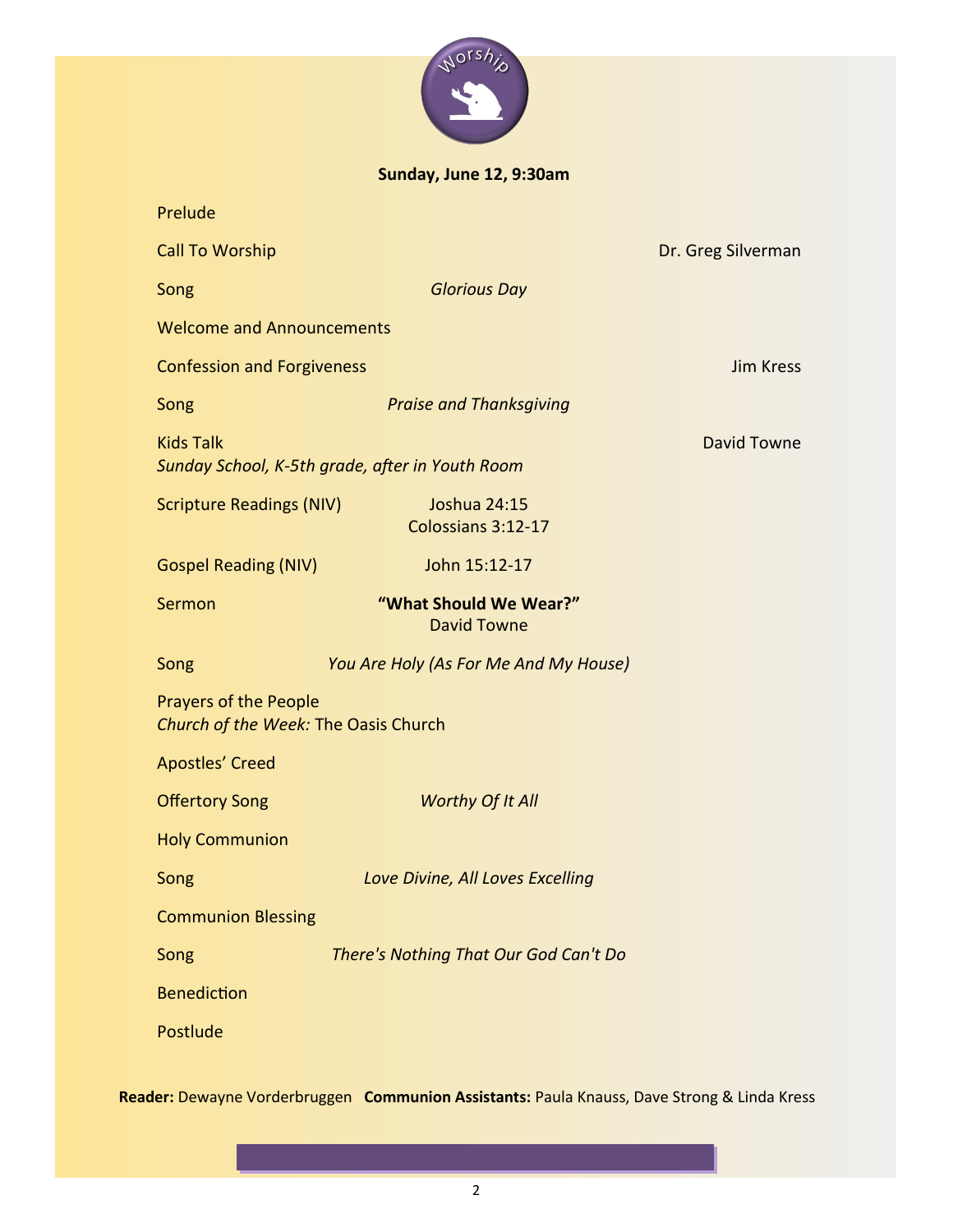# Worship

**Sunday, June 12, 9:30am**

| | | |
|---|---|---|
| Prelude | | |
| Call To Worship | | Dr. Greg Silverman |
| Song | *Glorious Day* | |
| Welcome and Announcements | | |
| Confession and Forgiveness | | Jim Kress |
| Song | *Praise and Thanksgiving* | |
| Kids Talk<br>*Sunday School, K-5th grade, after in Youth Room* | | David Towne |
| Scripture Readings (NIV) | Joshua 24:15<br>Colossians 3:12-17 | |
| Gospel Reading (NIV) | John 15:12-17 | |
| Sermon | **"What Should We Wear?"**<br>David Towne | |
| Song | *You Are Holy (As For Me And My House)* | |
| Prayers of the People<br>*Church of the Week:* The Oasis Church | | |
| Apostles' Creed | | |
| Offertory Song | *Worthy Of It All* | |
| Holy Communion | | |
| Song | *Love Divine, All Loves Excelling* | |
| Communion Blessing | | |
| Song | *There's Nothing That Our God Can't Do* | |
| Benediction | | |
| Postlude | | |

**Reader:** Dewayne Vorderbruggen **Communion Assistants:** Paula Knauss, Dave Strong & Linda Kress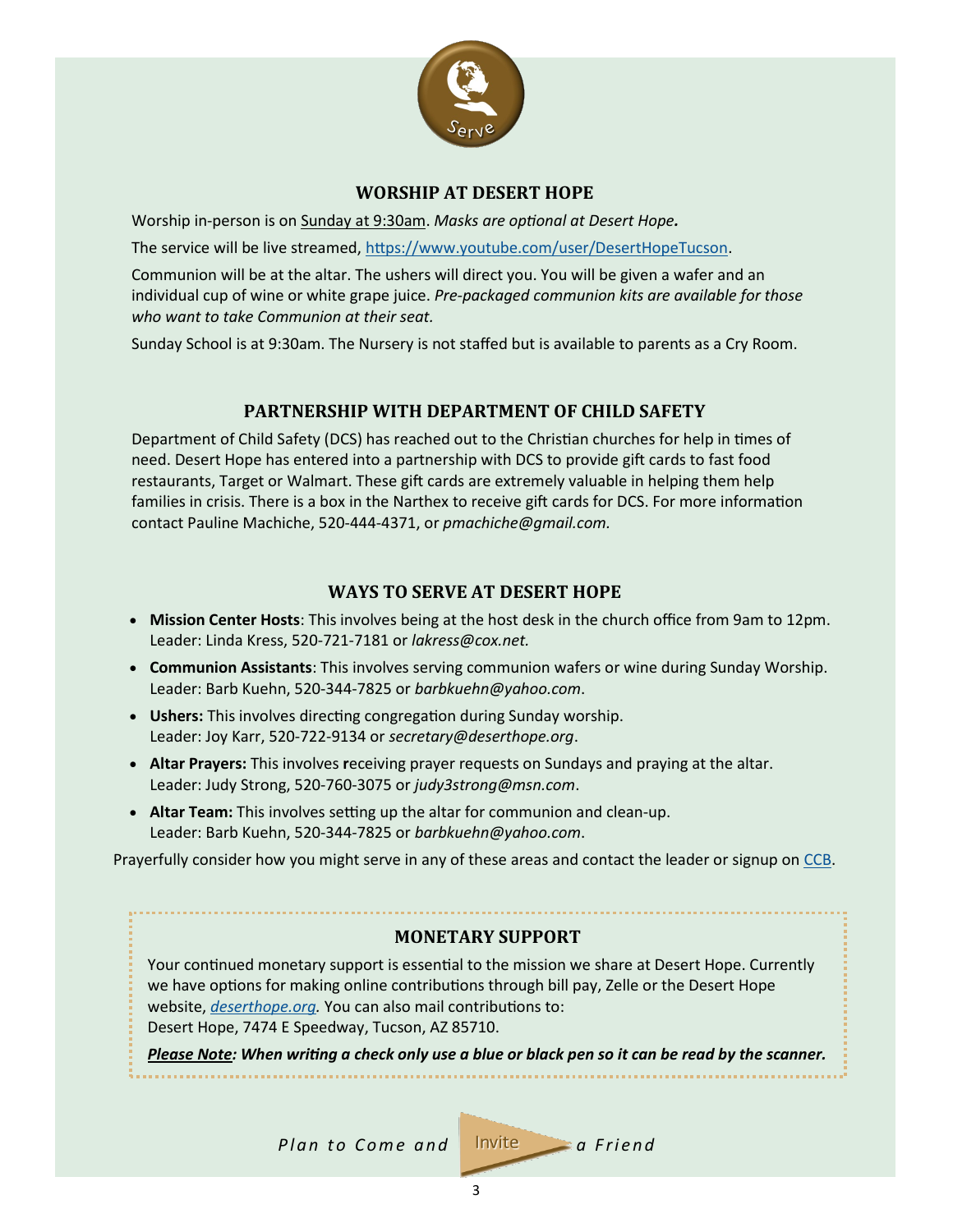Serve

## WORSHIP AT DESERT HOPE

Worship in-person is on Sunday at 9:30am. *Masks are optional at Desert Hope.*

The service will be live streamed, https://www.youtube.com/user/DesertHopeTucson.

Communion will be at the altar. The ushers will direct you. You will be given a wafer and an individual cup of wine or white grape juice. *Pre-packaged communion kits are available for those who want to take Communion at their seat.*

Sunday School is at 9:30am. The Nursery is not staffed but is available to parents as a Cry Room.

## PARTNERSHIP WITH DEPARTMENT OF CHILD SAFETY

Department of Child Safety (DCS) has reached out to the Christian churches for help in times of need. Desert Hope has entered into a partnership with DCS to provide gift cards to fast food restaurants, Target or Walmart. These gift cards are extremely valuable in helping them help families in crisis. There is a box in the Narthex to receive gift cards for DCS. For more information contact Pauline Machiche, 520-444-4371, or *pmachiche@gmail.com.*

## WAYS TO SERVE AT DESERT HOPE

- **Mission Center Hosts**: This involves being at the host desk in the church office from 9am to 12pm. Leader: Linda Kress, 520-721-7181 or *lakress@cox.net.*
- **Communion Assistants**: This involves serving communion wafers or wine during Sunday Worship. Leader: Barb Kuehn, 520-344-7825 or *barbkuehn@yahoo.com*.
- **Ushers:** This involves directing congregation during Sunday worship. Leader: Joy Karr, 520-722-9134 or *secretary@deserthope.org*.
- **Altar Prayers:** This involves **r**eceiving prayer requests on Sundays and praying at the altar. Leader: Judy Strong, 520-760-3075 or *judy3strong@msn.com*.
- **Altar Team:** This involves setting up the altar for communion and clean-up. Leader: Barb Kuehn, 520-344-7825 or *barbkuehn@yahoo.com*.

Prayerfully consider how you might serve in any of these areas and contact the leader or signup on CCB.

## MONETARY SUPPORT

Your continued monetary support is essential to the mission we share at Desert Hope. Currently we have options for making online contributions through bill pay, Zelle or the Desert Hope website, *deserthope.org.* You can also mail contributions to:
Desert Hope, 7474 E Speedway, Tucson, AZ 85710.

***Please Note**: When writing a check only use a blue or black pen so it can be read by the scanner.*

*Plan to Come and* Invite *a Friend*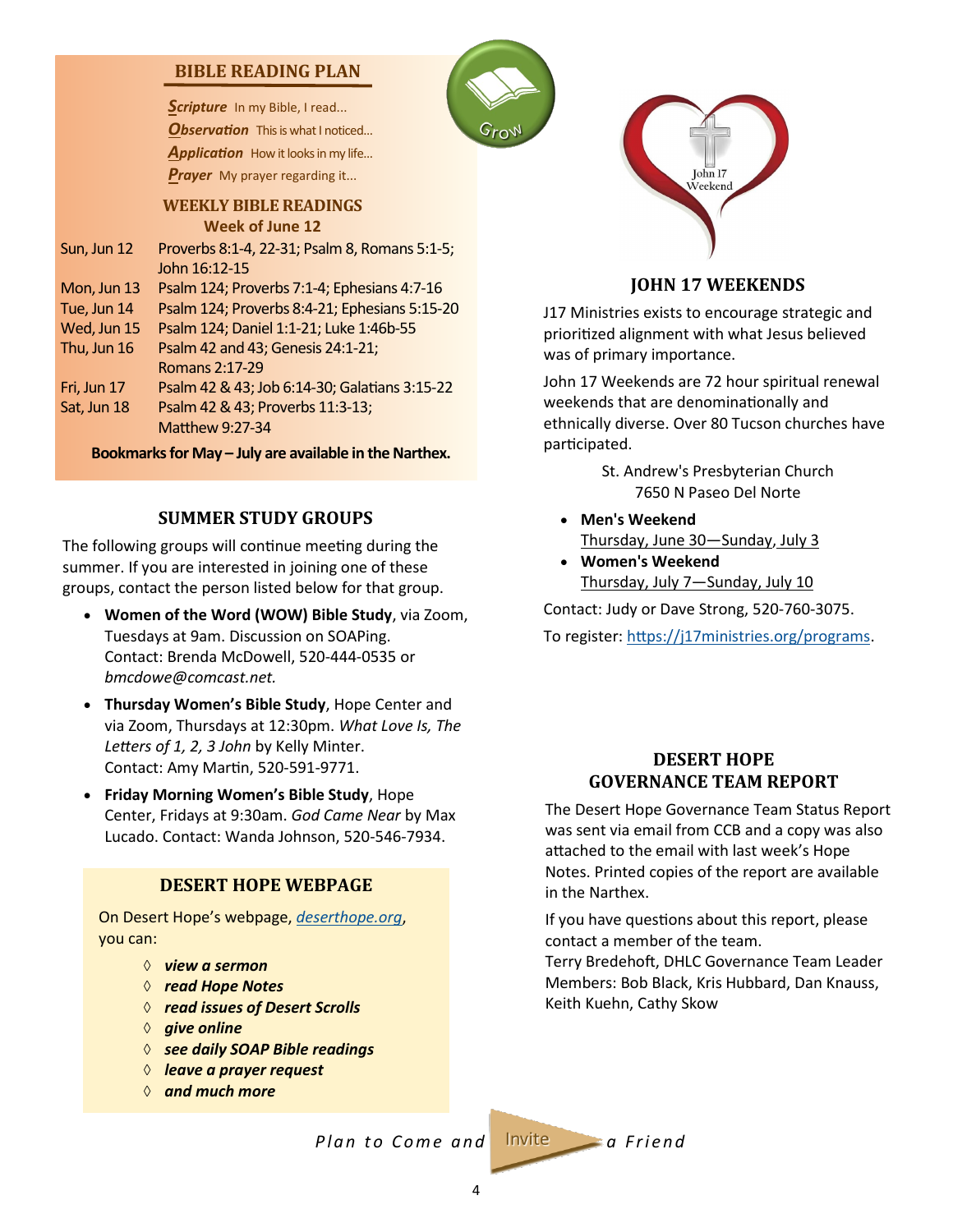## BIBLE READING PLAN

***S**cripture* In my Bible, I read...
***O**bservation* This is what I noticed...
***A**pplication* How it looks in my life...
***P**rayer* My prayer regarding it...

### WEEKLY BIBLE READINGS

**Week of June 12**

| | |
|---|---|
| Sun, Jun 12 | Proverbs 8:1-4, 22-31; Psalm 8, Romans 5:1-5; John 16:12-15 |
| Mon, Jun 13 | Psalm 124; Proverbs 7:1-4; Ephesians 4:7-16 |
| Tue, Jun 14 | Psalm 124; Proverbs 8:4-21; Ephesians 5:15-20 |
| Wed, Jun 15 | Psalm 124; Daniel 1:1-21; Luke 1:46b-55 |
| Thu, Jun 16 | Psalm 42 and 43; Genesis 24:1-21; Romans 2:17-29 |
| Fri, Jun 17 | Psalm 42 & 43; Job 6:14-30; Galatians 3:15-22 |
| Sat, Jun 18 | Psalm 42 & 43; Proverbs 11:3-13; Matthew 9:27-34 |

**Bookmarks for May – July are available in the Narthex.**

## SUMMER STUDY GROUPS

The following groups will continue meeting during the summer. If you are interested in joining one of these groups, contact the person listed below for that group.

- **Women of the Word (WOW) Bible Study**, via Zoom, Tuesdays at 9am. Discussion on SOAPing. Contact: Brenda McDowell, 520-444-0535 or *bmcdowe@comcast.net.*
- **Thursday Women's Bible Study**, Hope Center and via Zoom, Thursdays at 12:30pm. *What Love Is, The Letters of 1, 2, 3 John* by Kelly Minter. Contact: Amy Martin, 520-591-9771.
- **Friday Morning Women's Bible Study**, Hope Center, Fridays at 9:30am. *God Came Near* by Max Lucado. Contact: Wanda Johnson, 520-546-7934.

## DESERT HOPE WEBPAGE

On Desert Hope's webpage, *deserthope.org*, you can:

- ***view a sermon***
- ***read Hope Notes***
- ***read issues of Desert Scrolls***
- ***give online***
- ***see daily SOAP Bible readings***
- ***leave a prayer request***
- ***and much more***

## JOHN 17 WEEKENDS

J17 Ministries exists to encourage strategic and prioritized alignment with what Jesus believed was of primary importance.

John 17 Weekends are 72 hour spiritual renewal weekends that are denominationally and ethnically diverse. Over 80 Tucson churches have participated.

St. Andrew's Presbyterian Church
7650 N Paseo Del Norte

- **Men's Weekend**
  Thursday, June 30—Sunday, July 3
- **Women's Weekend**
  Thursday, July 7—Sunday, July 10

Contact: Judy or Dave Strong, 520-760-3075.

To register: https://j17ministries.org/programs.

## DESERT HOPE GOVERNANCE TEAM REPORT

The Desert Hope Governance Team Status Report was sent via email from CCB and a copy was also attached to the email with last week's Hope Notes. Printed copies of the report are available in the Narthex.

If you have questions about this report, please contact a member of the team.
Terry Bredehoft, DHLC Governance Team Leader
Members: Bob Black, Kris Hubbard, Dan Knauss, Keith Kuehn, Cathy Skow

*Plan to Come and* Invite *a Friend*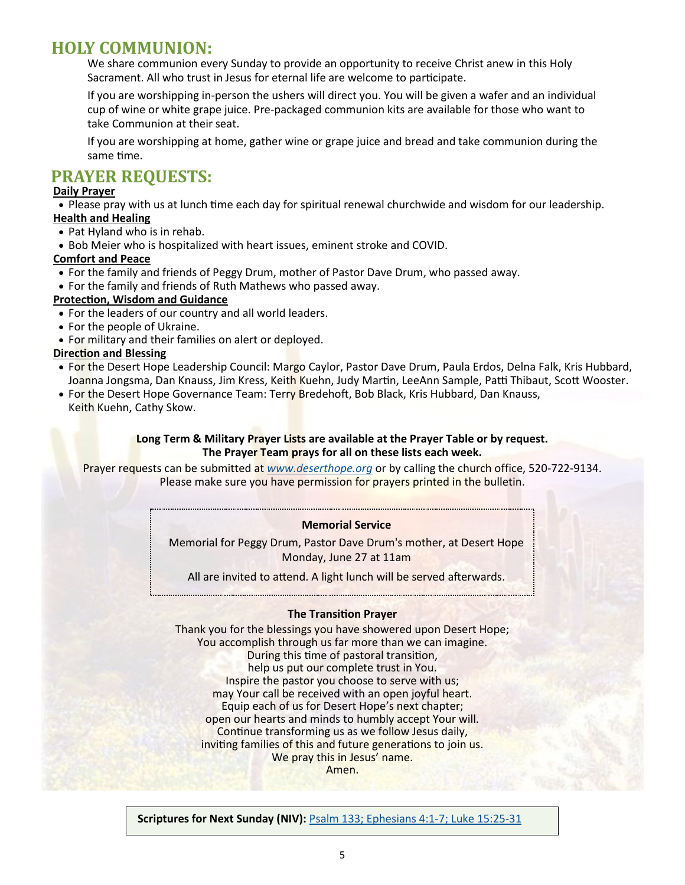# HOLY COMMUNION:

We share communion every Sunday to provide an opportunity to receive Christ anew in this Holy Sacrament. All who trust in Jesus for eternal life are welcome to participate.

If you are worshipping in-person the ushers will direct you. You will be given a wafer and an individual cup of wine or white grape juice. Pre-packaged communion kits are available for those who want to take Communion at their seat.

If you are worshipping at home, gather wine or grape juice and bread and take communion during the same time.

# PRAYER REQUESTS:

**Daily Prayer**

- Please pray with us at lunch time each day for spiritual renewal churchwide and wisdom for our leadership.

**Health and Healing**

- Pat Hyland who is in rehab.
- Bob Meier who is hospitalized with heart issues, eminent stroke and COVID.

**Comfort and Peace**

- For the family and friends of Peggy Drum, mother of Pastor Dave Drum, who passed away.
- For the family and friends of Ruth Mathews who passed away.

**Protection, Wisdom and Guidance**

- For the leaders of our country and all world leaders.
- For the people of Ukraine.
- For military and their families on alert or deployed.

**Direction and Blessing**

- For the Desert Hope Leadership Council: Margo Caylor, Pastor Dave Drum, Paula Erdos, Delna Falk, Kris Hubbard, Joanna Jongsma, Dan Knauss, Jim Kress, Keith Kuehn, Judy Martin, LeeAnn Sample, Patti Thibaut, Scott Wooster.
- For the Desert Hope Governance Team: Terry Bredehoft, Bob Black, Kris Hubbard, Dan Knauss, Keith Kuehn, Cathy Skow.

**Long Term & Military Prayer Lists are available at the Prayer Table or by request.**
**The Prayer Team prays for all on these lists each week.**

Prayer requests can be submitted at *www.deserthope.org* or by calling the church office, 520-722-9134. Please make sure you have permission for prayers printed in the bulletin.

**Memorial Service**

Memorial for Peggy Drum, Pastor Dave Drum's mother, at Desert Hope
Monday, June 27 at 11am

All are invited to attend. A light lunch will be served afterwards.

**The Transition Prayer**

Thank you for the blessings you have showered upon Desert Hope;
You accomplish through us far more than we can imagine.
During this time of pastoral transition,
help us put our complete trust in You.
Inspire the pastor you choose to serve with us;
may Your call be received with an open joyful heart.
Equip each of us for Desert Hope's next chapter;
open our hearts and minds to humbly accept Your will.
Continue transforming us as we follow Jesus daily,
inviting families of this and future generations to join us.
We pray this in Jesus' name.
Amen.

**Scriptures for Next Sunday (NIV):** Psalm 133; Ephesians 4:1-7; Luke 15:25-31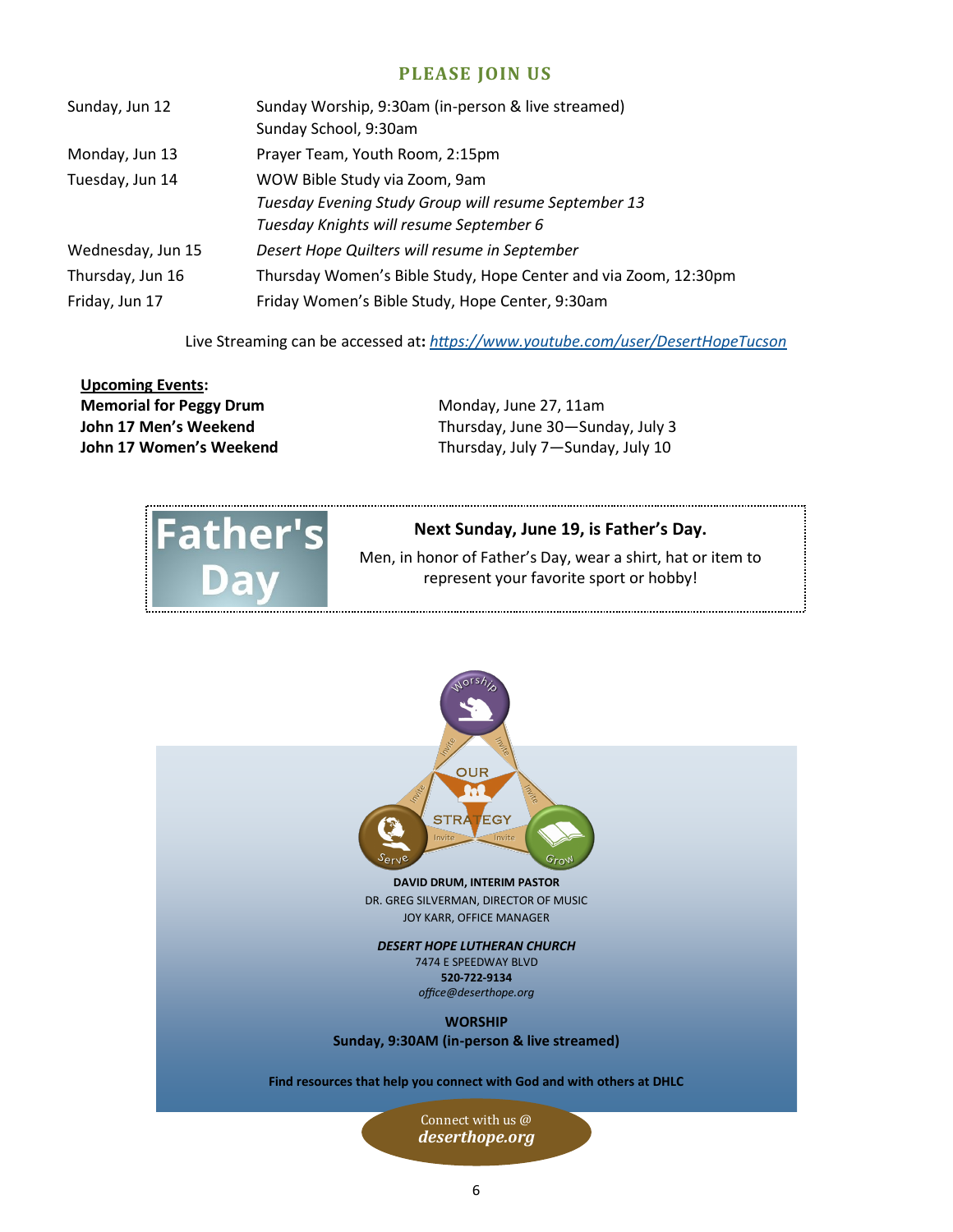## PLEASE JOIN US

| | |
|---|---|
| Sunday, Jun 12 | Sunday Worship, 9:30am (in-person & live streamed)<br>Sunday School, 9:30am |
| Monday, Jun 13 | Prayer Team, Youth Room, 2:15pm |
| Tuesday, Jun 14 | WOW Bible Study via Zoom, 9am<br>*Tuesday Evening Study Group will resume September 13*<br>*Tuesday Knights will resume September 6* |
| Wednesday, Jun 15 | *Desert Hope Quilters will resume in September* |
| Thursday, Jun 16 | Thursday Women's Bible Study, Hope Center and via Zoom, 12:30pm |
| Friday, Jun 17 | Friday Women's Bible Study, Hope Center, 9:30am |

Live Streaming can be accessed at**:** *https://www.youtube.com/user/DesertHopeTucson*

**Upcoming Events:**

| | |
|---|---|
| **Memorial for Peggy Drum** | Monday, June 27, 11am |
| **John 17 Men's Weekend** | Thursday, June 30—Sunday, July 3 |
| **John 17 Women's Weekend** | Thursday, July 7—Sunday, July 10 |

**Father's Day**

**Next Sunday, June 19, is Father's Day.**

Men, in honor of Father's Day, wear a shirt, hat or item to represent your favorite sport or hobby!

Worship
Invite
Invite
Invite
OUR STRATEGY
Invite
Invite
Invite
Serve
Grow

**DAVID DRUM, INTERIM PASTOR**
DR. GREG SILVERMAN, DIRECTOR OF MUSIC
JOY KARR, OFFICE MANAGER

***DESERT HOPE LUTHERAN CHURCH***
7474 E SPEEDWAY BLVD
**520-722-9134**
*office@deserthope.org*

**WORSHIP**
**Sunday, 9:30AM (in-person & live streamed)**

**Find resources that help you connect with God and with others at DHLC**

Connect with us @
***deserthope.org***